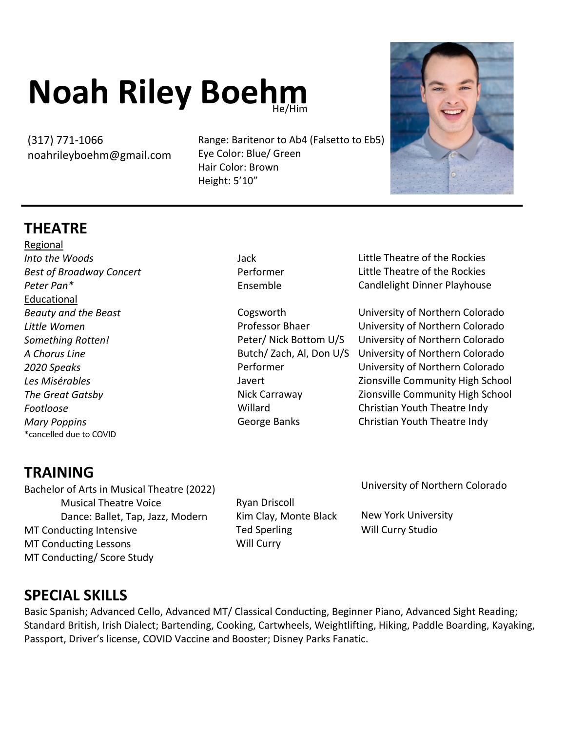# Noah Riley Boehm

He/Him

(317) 771-1066
noahrileyboehm@gmail.com

Range: Baritenor to Ab4 (Falsetto to Eb5)
Eye Color: Blue/ Green
Hair Color: Brown
Height: 5'10"

## THEATRE

| | | |
|---|---|---|
| Regional | | |
| *Into the Woods* | Jack | Little Theatre of the Rockies |
| *Best of Broadway Concert* | Performer | Little Theatre of the Rockies |
| *Peter Pan** | Ensemble | Candlelight Dinner Playhouse |
| Educational | | |
| *Beauty and the Beast* | Cogsworth | University of Northern Colorado |
| *Little Women* | Professor Bhaer | University of Northern Colorado |
| *Something Rotten!* | Peter/ Nick Bottom U/S | University of Northern Colorado |
| *A Chorus Line* | Butch/ Zach, Al, Don U/S | University of Northern Colorado |
| *2020 Speaks* | Performer | University of Northern Colorado |
| *Les Misérables* | Javert | Zionsville Community High School |
| *The Great Gatsby* | Nick Carraway | Zionsville Community High School |
| *Footloose* | Willard | Christian Youth Theatre Indy |
| *Mary Poppins* | George Banks | Christian Youth Theatre Indy |

*cancelled due to COVID

## TRAINING

| | | |
|---|---|---|
| Bachelor of Arts in Musical Theatre (2022) | | University of Northern Colorado |
| Musical Theatre Voice | Ryan Driscoll | |
| Dance: Ballet, Tap, Jazz, Modern | Kim Clay, Monte Black | New York University |
| MT Conducting Intensive | Ted Sperling | Will Curry Studio |
| MT Conducting Lessons | Will Curry | |
| MT Conducting/ Score Study | | |

## SPECIAL SKILLS

Basic Spanish; Advanced Cello, Advanced MT/ Classical Conducting, Beginner Piano, Advanced Sight Reading; Standard British, Irish Dialect; Bartending, Cooking, Cartwheels, Weightlifting, Hiking, Paddle Boarding, Kayaking, Passport, Driver's license, COVID Vaccine and Booster; Disney Parks Fanatic.